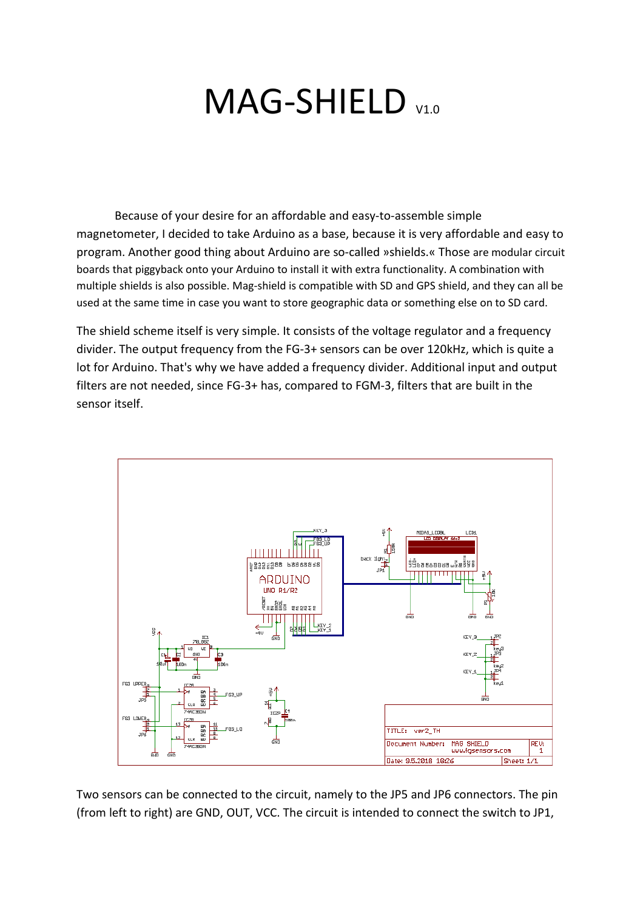# MAG-SHIELD V1.0

Because of your desire for an affordable and easy-to-assemble simple magnetometer, I decided to take Arduino as a base, because it is very affordable and easy to program. Another good thing about Arduino are so-called »shields.« Those are modular circuit boards that piggyback onto your Arduino to install it with extra functionality. A combination with multiple shields is also possible. Mag-shield is compatible with SD and GPS shield, and they can all be used at the same time in case you want to store geographic data or something else on to SD card.

The shield scheme itself is very simple. It consists of the voltage regulator and a frequency divider. The output frequency from the FG-3+ sensors can be over 120kHz, which is quite a lot for Arduino. That's why we have added a frequency divider. Additional input and output filters are not needed, since FG-3+ has, compared to FGM-3, filters that are built in the sensor itself.

Two sensors can be connected to the circuit, namely to the JP5 and JP6 connectors. The pin (from left to right) are GND, OUT, VCC. The circuit is intended to connect the switch to JP1,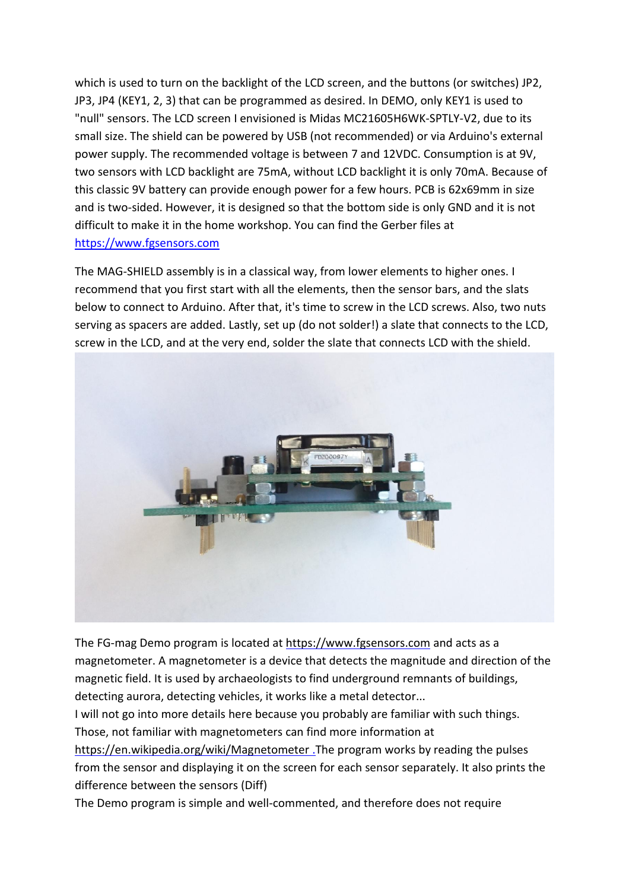which is used to turn on the backlight of the LCD screen, and the buttons (or switches) JP2, JP3, JP4 (KEY1, 2, 3) that can be programmed as desired. In DEMO, only KEY1 is used to "null" sensors. The LCD screen I envisioned is Midas MC21605H6WK-SPTLY-V2, due to its small size. The shield can be powered by USB (not recommended) or via Arduino's external power supply. The recommended voltage is between 7 and 12VDC. Consumption is at 9V, two sensors with LCD backlight are 75mA, without LCD backlight it is only 70mA. Because of this classic 9V battery can provide enough power for a few hours. PCB is 62x69mm in size and is two-sided. However, it is designed so that the bottom side is only GND and it is not difficult to make it in the home workshop. You can find the Gerber files at https://www.fgsensors.com

The MAG-SHIELD assembly is in a classical way, from lower elements to higher ones. I recommend that you first start with all the elements, then the sensor bars, and the slats below to connect to Arduino. After that, it's time to screw in the LCD screws. Also, two nuts serving as spacers are added. Lastly, set up (do not solder!) a slate that connects to the LCD, screw in the LCD, and at the very end, solder the slate that connects LCD with the shield.

The FG-mag Demo program is located at https://www.fgsensors.com and acts as a magnetometer. A magnetometer is a device that detects the magnitude and direction of the magnetic field. It is used by archaeologists to find underground remnants of buildings, detecting aurora, detecting vehicles, it works like a metal detector...
I will not go into more details here because you probably are familiar with such things. Those, not familiar with magnetometers can find more information at https://en.wikipedia.org/wiki/Magnetometer .The program works by reading the pulses from the sensor and displaying it on the screen for each sensor separately. It also prints the difference between the sensors (Diff)
The Demo program is simple and well-commented, and therefore does not require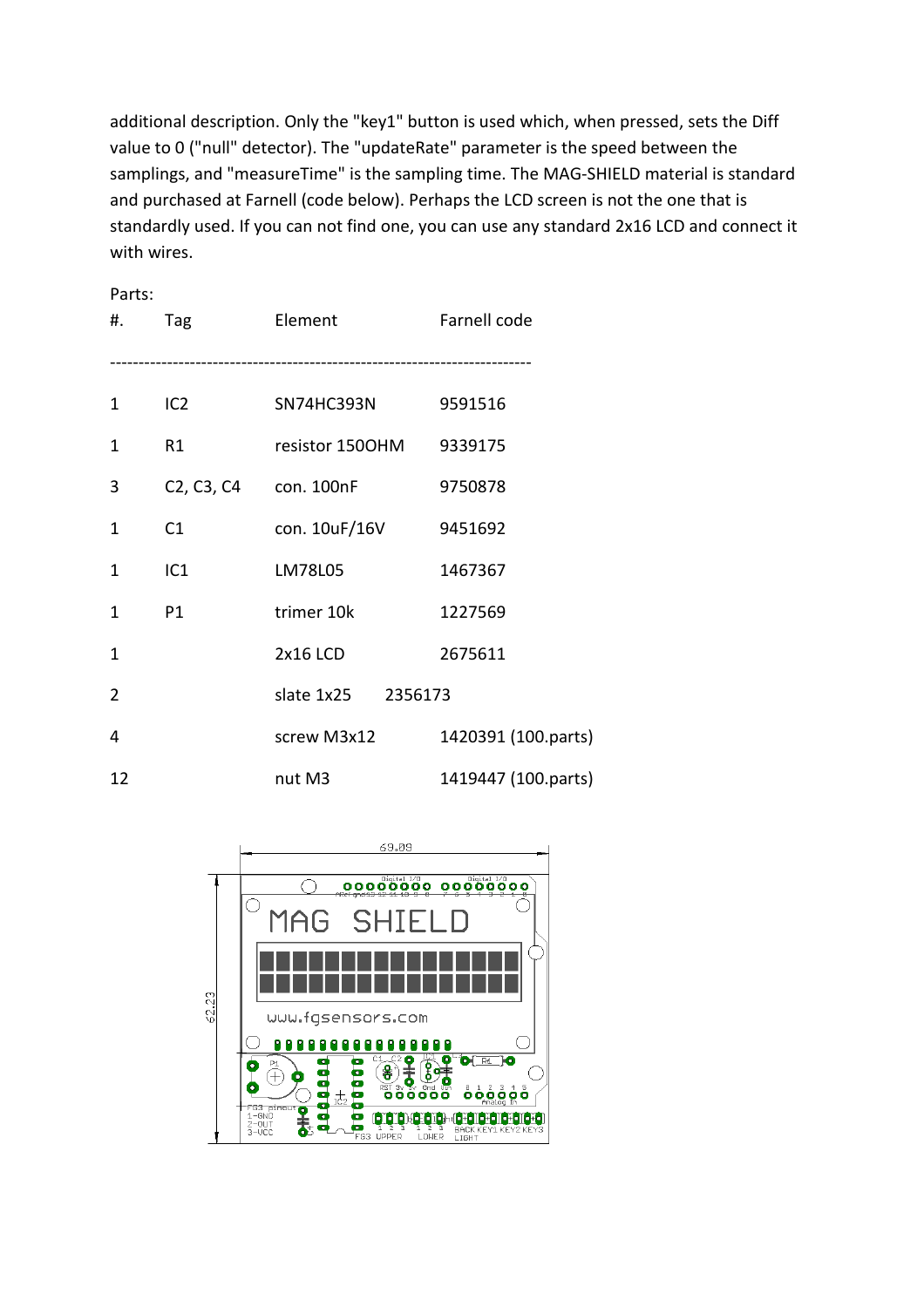additional description. Only the "key1" button is used which, when pressed, sets the Diff value to 0 ("null" detector). The "updateRate" parameter is the speed between the samplings, and "measureTime" is the sampling time. The MAG-SHIELD material is standard and purchased at Farnell (code below). Perhaps the LCD screen is not the one that is standardly used. If you can not find one, you can use any standard 2x16 LCD and connect it with wires.

Parts:

| #. | Tag | Element | Farnell code |
|---|---|---|---|
| 1 | IC2 | SN74HC393N | 9591516 |
| 1 | R1 | resistor 150OHM | 9339175 |
| 3 | C2, C3, C4 | con. 100nF | 9750878 |
| 1 | C1 | con. 10uF/16V | 9451692 |
| 1 | IC1 | LM78L05 | 1467367 |
| 1 | P1 | trimer 10k | 1227569 |
| 1 | | 2x16 LCD | 2675611 |
| 2 | | slate 1x25 | 2356173 |
| 4 | | screw M3x12 | 1420391 (100.parts) |
| 12 | | nut M3 | 1419447 (100.parts) |

69.09

62.23

MAG SHIELD

www.fgsensors.com

FG3 pinout
1-GND
2-OUT
3-VCC

FG3 UPPER LOWER

BACK LIGHT KEY1 KEY2 KEY3

Digital I/O

Analog In